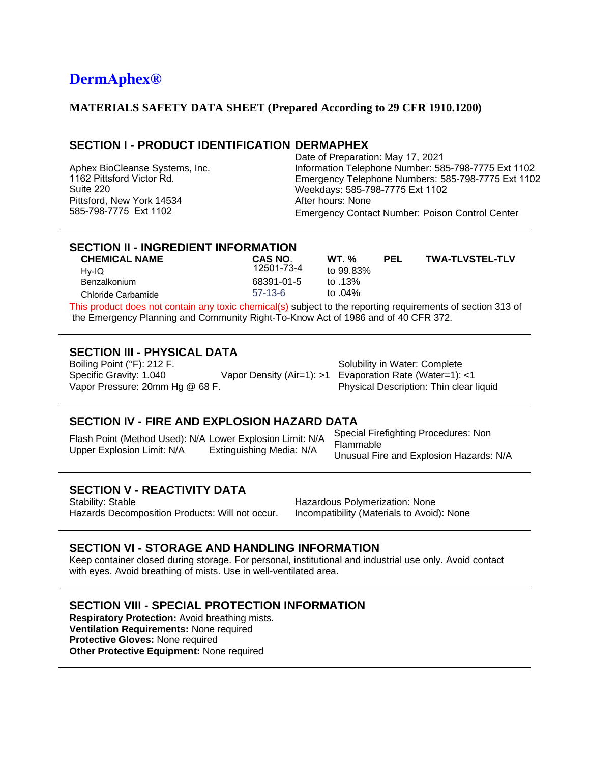# DermAphex®

## MATERIALS SAFETY DATA SHEET (Prepared According to 29 CFR 1910.1200)

## SECTION I - PRODUCT IDENTIFICATION DERMAPHEX

Aphex BioCleanse Systems, Inc.
1162 Pittsford Victor Rd.
Suite 220
Pittsford, New York 14534
585-798-7775 Ext 1102

Date of Preparation: May 17, 2021
Information Telephone Number: 585-798-7775 Ext 1102
Emergency Telephone Numbers: 585-798-7775 Ext 1102
Weekdays: 585-798-7775 Ext 1102
After hours: None
Emergency Contact Number: Poison Control Center

## SECTION II - INGREDIENT INFORMATION

| CHEMICAL NAME | CAS NO. | WT. % | PEL | TWA-TLVSTEL-TLV |
|---|---|---|---|---|
| Hy-IQ | 12501-73-4 | to 99.83% | | |
| Benzalkonium | 68391-01-5 | to .13% | | |
| Chloride Carbamide | 57-13-6 | to .04% | | |

This product does not contain any toxic chemical(s) subject to the reporting requirements of section 313 of the Emergency Planning and Community Right-To-Know Act of 1986 and of 40 CFR 372.

## SECTION III - PHYSICAL DATA

Boiling Point (°F): 212 F.
Specific Gravity: 1.040
Vapor Pressure: 20mm Hg @ 68 F.
Vapor Density (Air=1): >1
Solubility in Water: Complete
Evaporation Rate (Water=1): <1
Physical Description: Thin clear liquid

## SECTION IV - FIRE AND EXPLOSION HAZARD DATA

Flash Point (Method Used): N/A
Upper Explosion Limit: N/A
Lower Explosion Limit: N/A
Extinguishing Media: N/A
Special Firefighting Procedures: Non Flammable
Unusual Fire and Explosion Hazards: N/A

## SECTION V - REACTIVITY DATA

Stability: Stable
Hazards Decomposition Products: Will not occur.
Hazardous Polymerization: None
Incompatibility (Materials to Avoid): None

## SECTION VI - STORAGE AND HANDLING INFORMATION

Keep container closed during storage. For personal, institutional and industrial use only. Avoid contact with eyes. Avoid breathing of mists. Use in well-ventilated area.

## SECTION VIII - SPECIAL PROTECTION INFORMATION

**Respiratory Protection:** Avoid breathing mists.
**Ventilation Requirements:** None required
**Protective Gloves:** None required
**Other Protective Equipment:** None required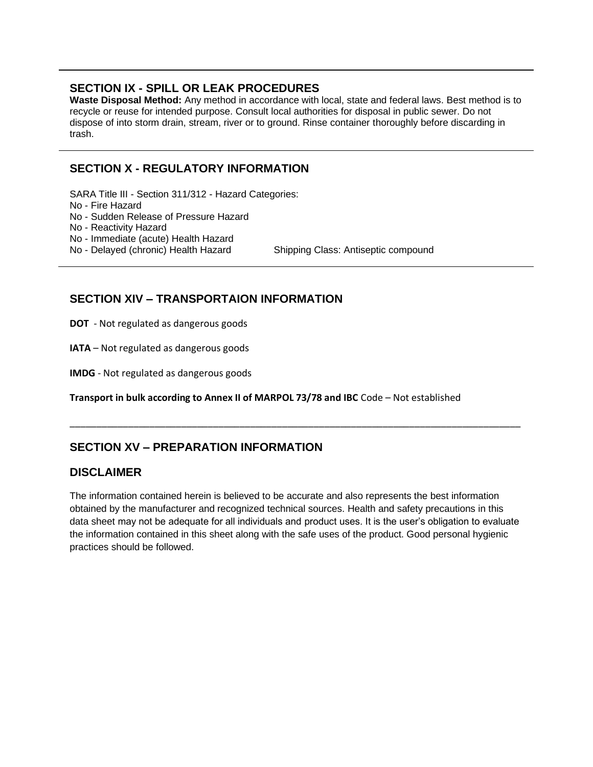## SECTION IX - SPILL OR LEAK PROCEDURES

**Waste Disposal Method:** Any method in accordance with local, state and federal laws. Best method is to recycle or reuse for intended purpose. Consult local authorities for disposal in public sewer. Do not dispose of into storm drain, stream, river or to ground. Rinse container thoroughly before discarding in trash.

## SECTION X - REGULATORY INFORMATION

SARA Title III - Section 311/312 - Hazard Categories:
No - Fire Hazard
No - Sudden Release of Pressure Hazard
No - Reactivity Hazard
No - Immediate (acute) Health Hazard
No - Delayed (chronic) Health Hazard

Shipping Class: Antiseptic compound

## SECTION XIV – TRANSPORTAION INFORMATION

**DOT** - Not regulated as dangerous goods

**IATA** – Not regulated as dangerous goods

**IMDG** - Not regulated as dangerous goods

**Transport in bulk according to Annex II of MARPOL 73/78 and IBC** Code – Not established

---

## SECTION XV – PREPARATION INFORMATION

## DISCLAIMER

The information contained herein is believed to be accurate and also represents the best information obtained by the manufacturer and recognized technical sources. Health and safety precautions in this data sheet may not be adequate for all individuals and product uses. It is the user's obligation to evaluate the information contained in this sheet along with the safe uses of the product. Good personal hygienic practices should be followed.